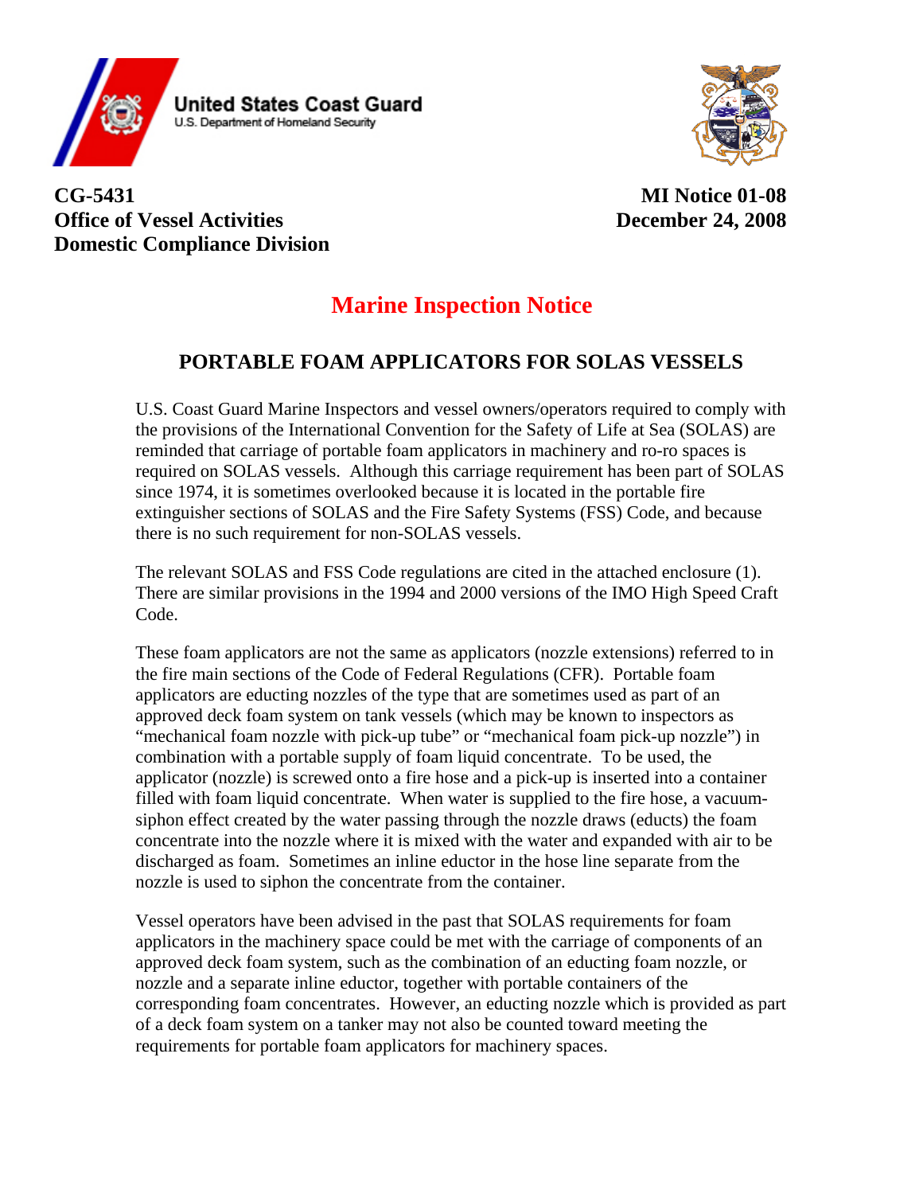United States Coast Guard
U.S. Department of Homeland Security

**CG-5431**
**Office of Vessel Activities**
**Domestic Compliance Division**

**MI Notice 01-08**
**December 24, 2008**

# Marine Inspection Notice

## PORTABLE FOAM APPLICATORS FOR SOLAS VESSELS

U.S. Coast Guard Marine Inspectors and vessel owners/operators required to comply with the provisions of the International Convention for the Safety of Life at Sea (SOLAS) are reminded that carriage of portable foam applicators in machinery and ro-ro spaces is required on SOLAS vessels. Although this carriage requirement has been part of SOLAS since 1974, it is sometimes overlooked because it is located in the portable fire extinguisher sections of SOLAS and the Fire Safety Systems (FSS) Code, and because there is no such requirement for non-SOLAS vessels.

The relevant SOLAS and FSS Code regulations are cited in the attached enclosure (1). There are similar provisions in the 1994 and 2000 versions of the IMO High Speed Craft Code.

These foam applicators are not the same as applicators (nozzle extensions) referred to in the fire main sections of the Code of Federal Regulations (CFR). Portable foam applicators are educting nozzles of the type that are sometimes used as part of an approved deck foam system on tank vessels (which may be known to inspectors as "mechanical foam nozzle with pick-up tube" or "mechanical foam pick-up nozzle") in combination with a portable supply of foam liquid concentrate. To be used, the applicator (nozzle) is screwed onto a fire hose and a pick-up is inserted into a container filled with foam liquid concentrate. When water is supplied to the fire hose, a vacuum-siphon effect created by the water passing through the nozzle draws (educts) the foam concentrate into the nozzle where it is mixed with the water and expanded with air to be discharged as foam. Sometimes an inline eductor in the hose line separate from the nozzle is used to siphon the concentrate from the container.

Vessel operators have been advised in the past that SOLAS requirements for foam applicators in the machinery space could be met with the carriage of components of an approved deck foam system, such as the combination of an educting foam nozzle, or nozzle and a separate inline eductor, together with portable containers of the corresponding foam concentrates. However, an educting nozzle which is provided as part of a deck foam system on a tanker may not also be counted toward meeting the requirements for portable foam applicators for machinery spaces.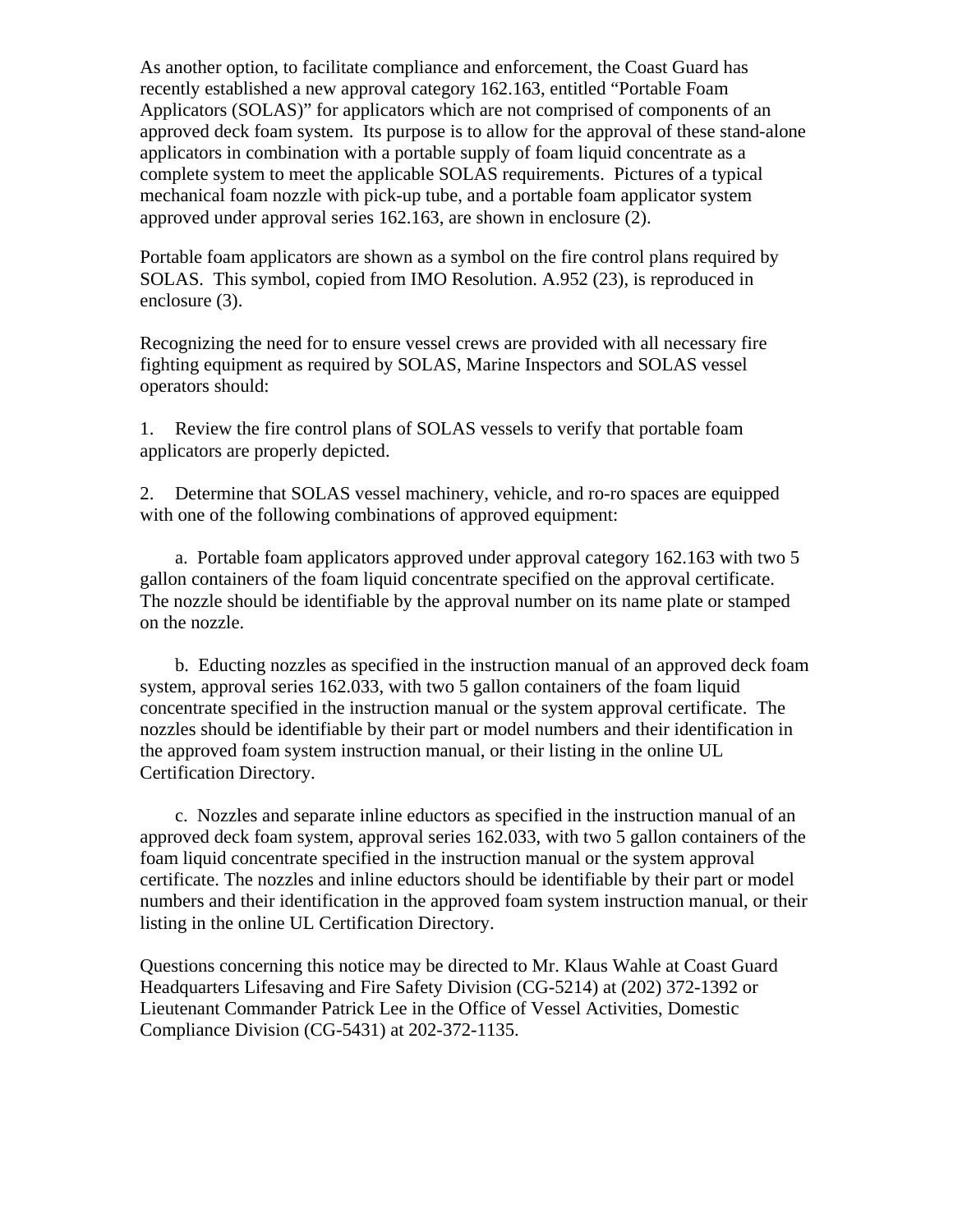As another option, to facilitate compliance and enforcement, the Coast Guard has recently established a new approval category 162.163, entitled "Portable Foam Applicators (SOLAS)" for applicators which are not comprised of components of an approved deck foam system. Its purpose is to allow for the approval of these stand-alone applicators in combination with a portable supply of foam liquid concentrate as a complete system to meet the applicable SOLAS requirements. Pictures of a typical mechanical foam nozzle with pick-up tube, and a portable foam applicator system approved under approval series 162.163, are shown in enclosure (2).

Portable foam applicators are shown as a symbol on the fire control plans required by SOLAS. This symbol, copied from IMO Resolution. A.952 (23), is reproduced in enclosure (3).

Recognizing the need for to ensure vessel crews are provided with all necessary fire fighting equipment as required by SOLAS, Marine Inspectors and SOLAS vessel operators should:

1. Review the fire control plans of SOLAS vessels to verify that portable foam applicators are properly depicted.

2. Determine that SOLAS vessel machinery, vehicle, and ro-ro spaces are equipped with one of the following combinations of approved equipment:

   a. Portable foam applicators approved under approval category 162.163 with two 5 gallon containers of the foam liquid concentrate specified on the approval certificate. The nozzle should be identifiable by the approval number on its name plate or stamped on the nozzle.

   b. Educting nozzles as specified in the instruction manual of an approved deck foam system, approval series 162.033, with two 5 gallon containers of the foam liquid concentrate specified in the instruction manual or the system approval certificate. The nozzles should be identifiable by their part or model numbers and their identification in the approved foam system instruction manual, or their listing in the online UL Certification Directory.

   c. Nozzles and separate inline eductors as specified in the instruction manual of an approved deck foam system, approval series 162.033, with two 5 gallon containers of the foam liquid concentrate specified in the instruction manual or the system approval certificate. The nozzles and inline eductors should be identifiable by their part or model numbers and their identification in the approved foam system instruction manual, or their listing in the online UL Certification Directory.

Questions concerning this notice may be directed to Mr. Klaus Wahle at Coast Guard Headquarters Lifesaving and Fire Safety Division (CG-5214) at (202) 372-1392 or Lieutenant Commander Patrick Lee in the Office of Vessel Activities, Domestic Compliance Division (CG-5431) at 202-372-1135.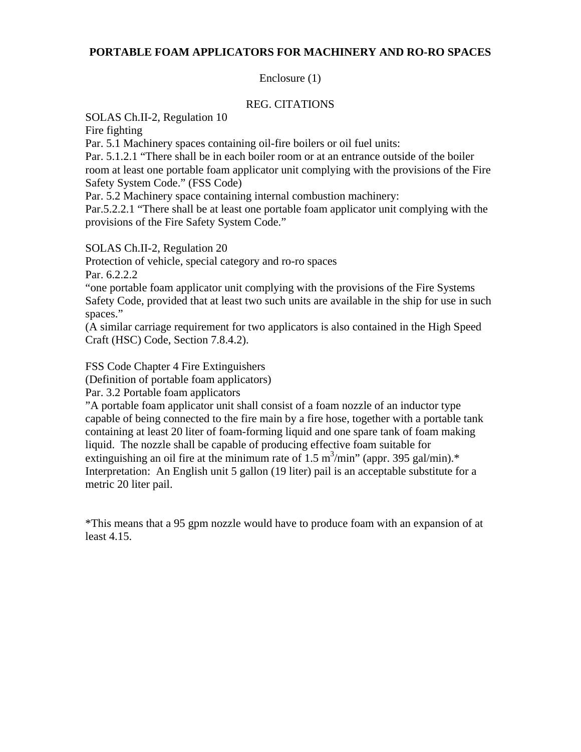# PORTABLE FOAM APPLICATORS FOR MACHINERY AND RO-RO SPACES

Enclosure (1)

REG. CITATIONS

SOLAS Ch.II-2, Regulation 10
Fire fighting
Par. 5.1 Machinery spaces containing oil-fire boilers or oil fuel units:
Par. 5.1.2.1 "There shall be in each boiler room or at an entrance outside of the boiler room at least one portable foam applicator unit complying with the provisions of the Fire Safety System Code." (FSS Code)
Par. 5.2 Machinery space containing internal combustion machinery:
Par.5.2.2.1 "There shall be at least one portable foam applicator unit complying with the provisions of the Fire Safety System Code."

SOLAS Ch.II-2, Regulation 20
Protection of vehicle, special category and ro-ro spaces
Par. 6.2.2.2
"one portable foam applicator unit complying with the provisions of the Fire Systems Safety Code, provided that at least two such units are available in the ship for use in such spaces."
(A similar carriage requirement for two applicators is also contained in the High Speed Craft (HSC) Code, Section 7.8.4.2).

FSS Code Chapter 4 Fire Extinguishers
(Definition of portable foam applicators)
Par. 3.2 Portable foam applicators
"A portable foam applicator unit shall consist of a foam nozzle of an inductor type capable of being connected to the fire main by a fire hose, together with a portable tank containing at least 20 liter of foam-forming liquid and one spare tank of foam making liquid. The nozzle shall be capable of producing effective foam suitable for extinguishing an oil fire at the minimum rate of 1.5 $m^3$/min" (appr. 395 gal/min).*
Interpretation: An English unit 5 gallon (19 liter) pail is an acceptable substitute for a metric 20 liter pail.

*This means that a 95 gpm nozzle would have to produce foam with an expansion of at least 4.15.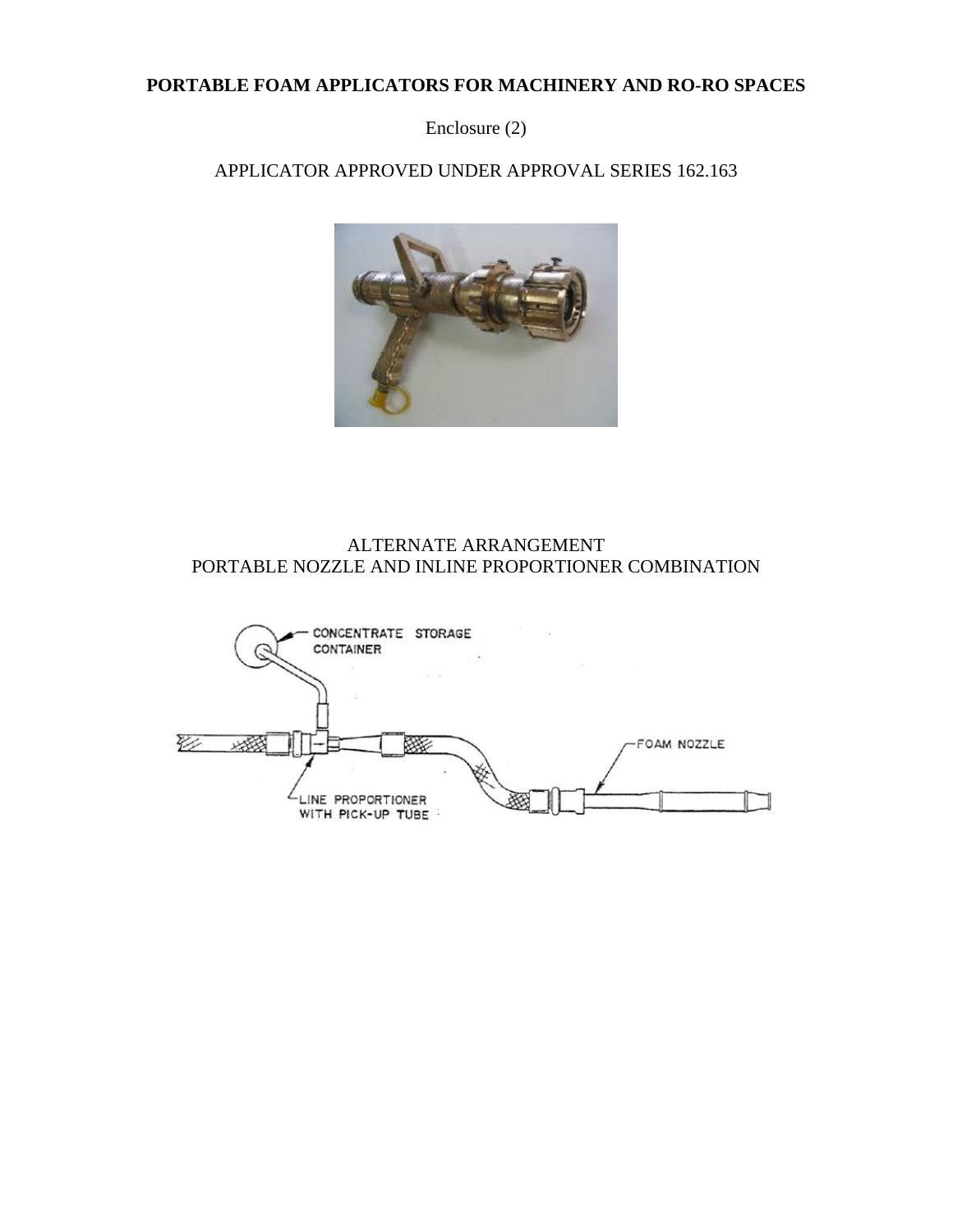# PORTABLE FOAM APPLICATORS FOR MACHINERY AND RO-RO SPACES

Enclosure (2)

APPLICATOR APPROVED UNDER APPROVAL SERIES 162.163

ALTERNATE ARRANGEMENT
PORTABLE NOZZLE AND INLINE PROPORTIONER COMBINATION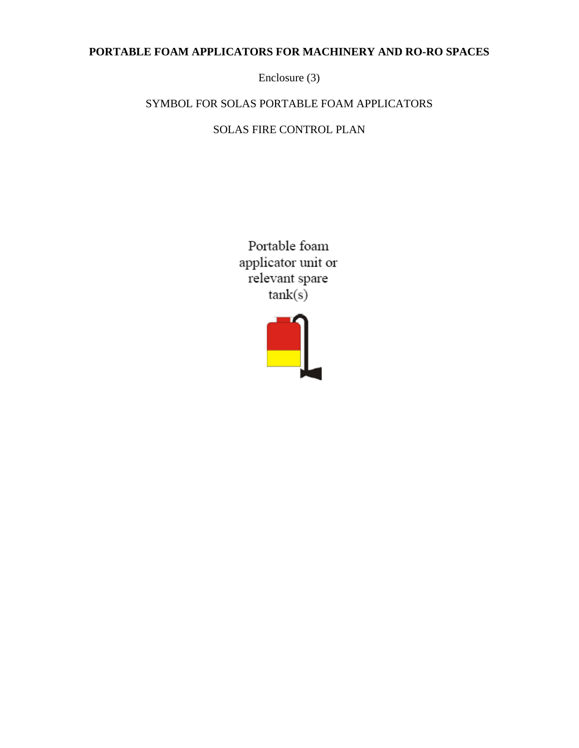**PORTABLE FOAM APPLICATORS FOR MACHINERY AND RO-RO SPACES**

Enclosure (3)

SYMBOL FOR SOLAS PORTABLE FOAM APPLICATORS

SOLAS FIRE CONTROL PLAN

Portable foam applicator unit or relevant spare tank(s)